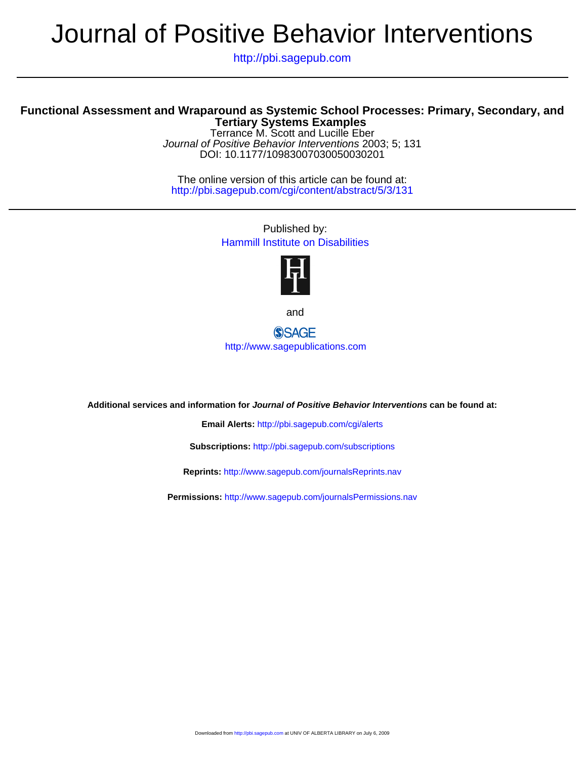# Journal of Positive Behavior Interventions

http://pbi.sagepub.com

## Functional Assessment and Wraparound as Systemic School Processes: Primary, Secondary, and Tertiary Systems Examples

Terrance M. Scott and Lucille Eber

*Journal of Positive Behavior Interventions* 2003; 5; 131

DOI: 10.1177/10983007030050030201

The online version of this article can be found at:
http://pbi.sagepub.com/cgi/content/abstract/5/3/131

Published by:

Hammill Institute on Disabilities

and

SAGE

http://www.sagepublications.com

**Additional services and information for *Journal of Positive Behavior Interventions* can be found at:**

**Email Alerts:** http://pbi.sagepub.com/cgi/alerts

**Subscriptions:** http://pbi.sagepub.com/subscriptions

**Reprints:** http://www.sagepub.com/journalsReprints.nav

**Permissions:** http://www.sagepub.com/journalsPermissions.nav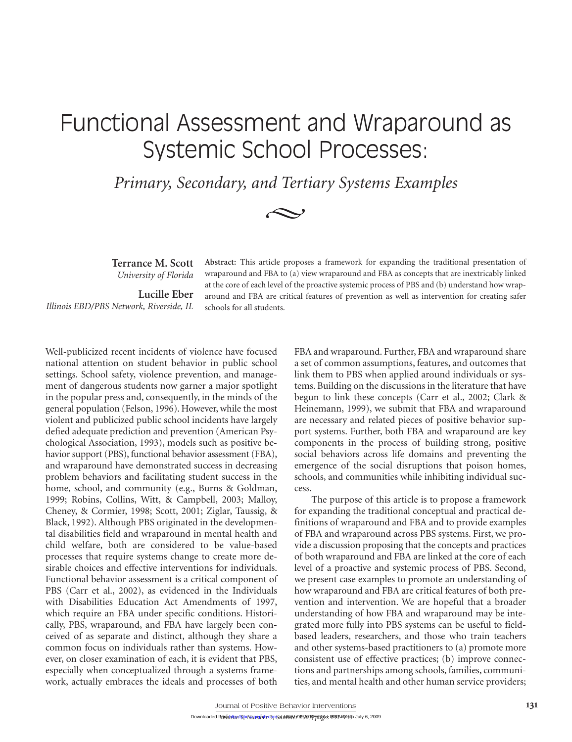# Functional Assessment and Wraparound as Systemic School Processes:

## *Primary, Secondary, and Tertiary Systems Examples*

**Terrance M. Scott**
*University of Florida*

**Lucille Eber**
*Illinois EBD/PBS Network, Riverside, IL*

**Abstract:** This article proposes a framework for expanding the traditional presentation of wraparound and FBA to (a) view wraparound and FBA as concepts that are inextricably linked at the core of each level of the proactive systemic process of PBS and (b) understand how wraparound and FBA are critical features of prevention as well as intervention for creating safer schools for all students.

Well-publicized recent incidents of violence have focused national attention on student behavior in public school settings. School safety, violence prevention, and management of dangerous students now garner a major spotlight in the popular press and, consequently, in the minds of the general population (Felson, 1996). However, while the most violent and publicized public school incidents have largely defied adequate prediction and prevention (American Psychological Association, 1993), models such as positive behavior support (PBS), functional behavior assessment (FBA), and wraparound have demonstrated success in decreasing problem behaviors and facilitating student success in the home, school, and community (e.g., Burns & Goldman, 1999; Robins, Collins, Witt, & Campbell, 2003; Malloy, Cheney, & Cormier, 1998; Scott, 2001; Ziglar, Taussig, & Black, 1992). Although PBS originated in the developmental disabilities field and wraparound in mental health and child welfare, both are considered to be value-based processes that require systems change to create more desirable choices and effective interventions for individuals. Functional behavior assessment is a critical component of PBS (Carr et al., 2002), as evidenced in the Individuals with Disabilities Education Act Amendments of 1997, which require an FBA under specific conditions. Historically, PBS, wraparound, and FBA have largely been conceived of as separate and distinct, although they share a common focus on individuals rather than systems. However, on closer examination of each, it is evident that PBS, especially when conceptualized through a systems framework, actually embraces the ideals and processes of both FBA and wraparound. Further, FBA and wraparound share a set of common assumptions, features, and outcomes that link them to PBS when applied around individuals or systems. Building on the discussions in the literature that have begun to link these concepts (Carr et al., 2002; Clark & Heinemann, 1999), we submit that FBA and wraparound are necessary and related pieces of positive behavior support systems. Further, both FBA and wraparound are key components in the process of building strong, positive social behaviors across life domains and preventing the emergence of the social disruptions that poison homes, schools, and communities while inhibiting individual success.

The purpose of this article is to propose a framework for expanding the traditional conceptual and practical definitions of wraparound and FBA and to provide examples of FBA and wraparound across PBS systems. First, we provide a discussion proposing that the concepts and practices of both wraparound and FBA are linked at the core of each level of a proactive and systemic process of PBS. Second, we present case examples to promote an understanding of how wraparound and FBA are critical features of both prevention and intervention. We are hopeful that a broader understanding of how FBA and wraparound may be integrated more fully into PBS systems can be useful to field-based leaders, researchers, and those who train teachers and other systems-based practitioners to (a) promote more consistent use of effective practices; (b) improve connections and partnerships among schools, families, communities, and mental health and other human service providers;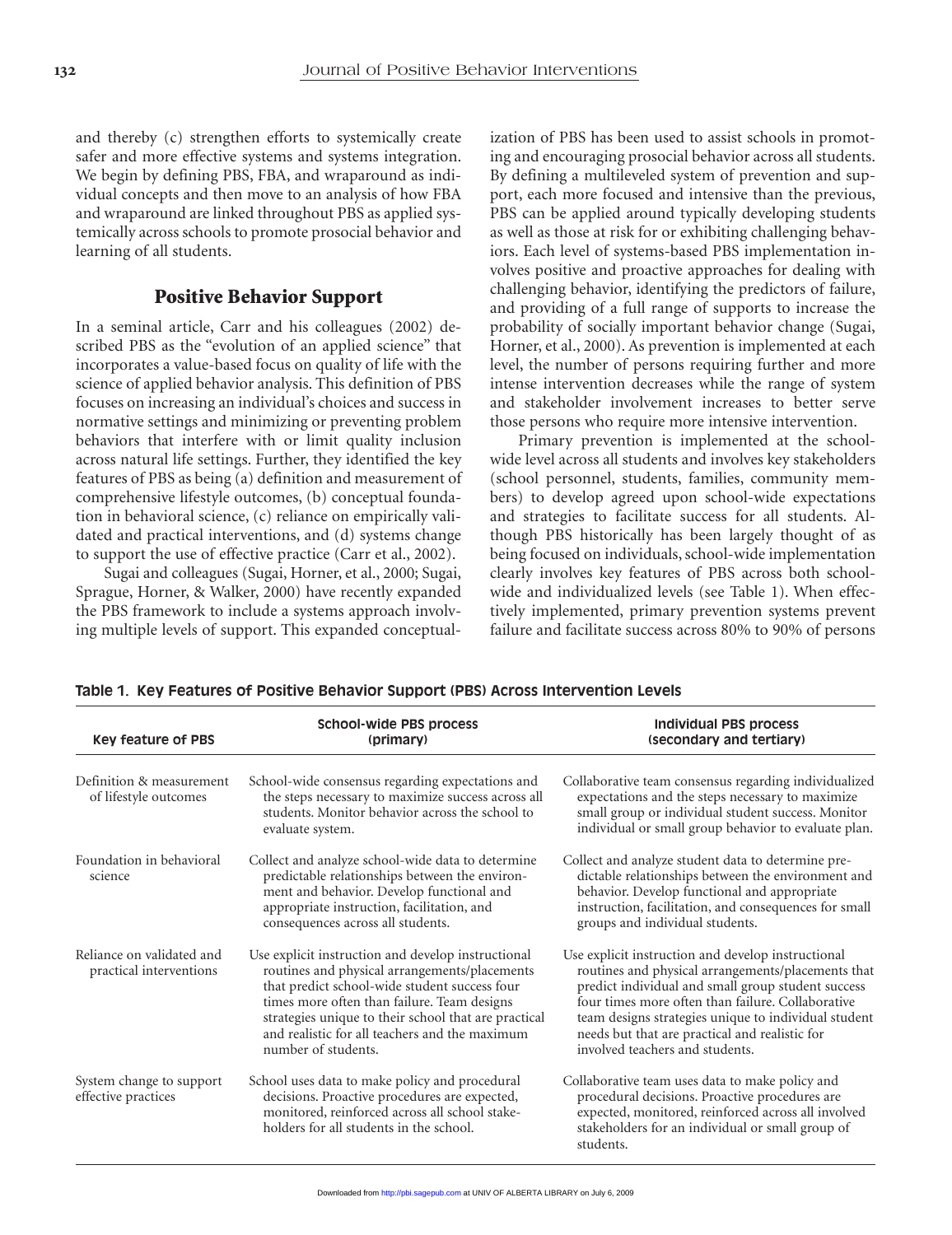and thereby (c) strengthen efforts to systemically create safer and more effective systems and systems integration. We begin by defining PBS, FBA, and wraparound as individual concepts and then move to an analysis of how FBA and wraparound are linked throughout PBS as applied systemically across schools to promote prosocial behavior and learning of all students.

## Positive Behavior Support

In a seminal article, Carr and his colleagues (2002) described PBS as the "evolution of an applied science" that incorporates a value-based focus on quality of life with the science of applied behavior analysis. This definition of PBS focuses on increasing an individual's choices and success in normative settings and minimizing or preventing problem behaviors that interfere with or limit quality inclusion across natural life settings. Further, they identified the key features of PBS as being (a) definition and measurement of comprehensive lifestyle outcomes, (b) conceptual foundation in behavioral science, (c) reliance on empirically validated and practical interventions, and (d) systems change to support the use of effective practice (Carr et al., 2002).

Sugai and colleagues (Sugai, Horner, et al., 2000; Sugai, Sprague, Horner, & Walker, 2000) have recently expanded the PBS framework to include a systems approach involving multiple levels of support. This expanded conceptualization of PBS has been used to assist schools in promoting and encouraging prosocial behavior across all students. By defining a multileveled system of prevention and support, each more focused and intensive than the previous, PBS can be applied around typically developing students as well as those at risk for or exhibiting challenging behaviors. Each level of systems-based PBS implementation involves positive and proactive approaches for dealing with challenging behavior, identifying the predictors of failure, and providing of a full range of supports to increase the probability of socially important behavior change (Sugai, Horner, et al., 2000). As prevention is implemented at each level, the number of persons requiring further and more intense intervention decreases while the range of system and stakeholder involvement increases to better serve those persons who require more intensive intervention.

Primary prevention is implemented at the school-wide level across all students and involves key stakeholders (school personnel, students, families, community members) to develop agreed upon school-wide expectations and strategies to facilitate success for all students. Although PBS historically has been largely thought of as being focused on individuals, school-wide implementation clearly involves key features of PBS across both school-wide and individualized levels (see Table 1). When effectively implemented, primary prevention systems prevent failure and facilitate success across 80% to 90% of persons

**Table 1. Key Features of Positive Behavior Support (PBS) Across Intervention Levels**

| Key feature of PBS | School-wide PBS process (primary) | Individual PBS process (secondary and tertiary) |
|---|---|---|
| Definition & measurement of lifestyle outcomes | School-wide consensus regarding expectations and the steps necessary to maximize success across all students. Monitor behavior across the school to evaluate system. | Collaborative team consensus regarding individualized expectations and the steps necessary to maximize small group or individual student success. Monitor individual or small group behavior to evaluate plan. |
| Foundation in behavioral science | Collect and analyze school-wide data to determine predictable relationships between the environment and behavior. Develop functional and appropriate instruction, facilitation, and consequences across all students. | Collect and analyze student data to determine predictable relationships between the environment and behavior. Develop functional and appropriate instruction, facilitation, and consequences for small groups and individual students. |
| Reliance on validated and practical interventions | Use explicit instruction and develop instructional routines and physical arrangements/placements that predict school-wide student success four times more often than failure. Team designs strategies unique to their school that are practical and realistic for all teachers and the maximum number of students. | Use explicit instruction and develop instructional routines and physical arrangements/placements that predict individual and small group student success four times more often than failure. Collaborative team designs strategies unique to individual student needs but that are practical and realistic for involved teachers and students. |
| System change to support effective practices | School uses data to make policy and procedural decisions. Proactive procedures are expected, monitored, reinforced across all school stakeholders for all students in the school. | Collaborative team uses data to make policy and procedural decisions. Proactive procedures are expected, monitored, reinforced across all involved stakeholders for an individual or small group of students. |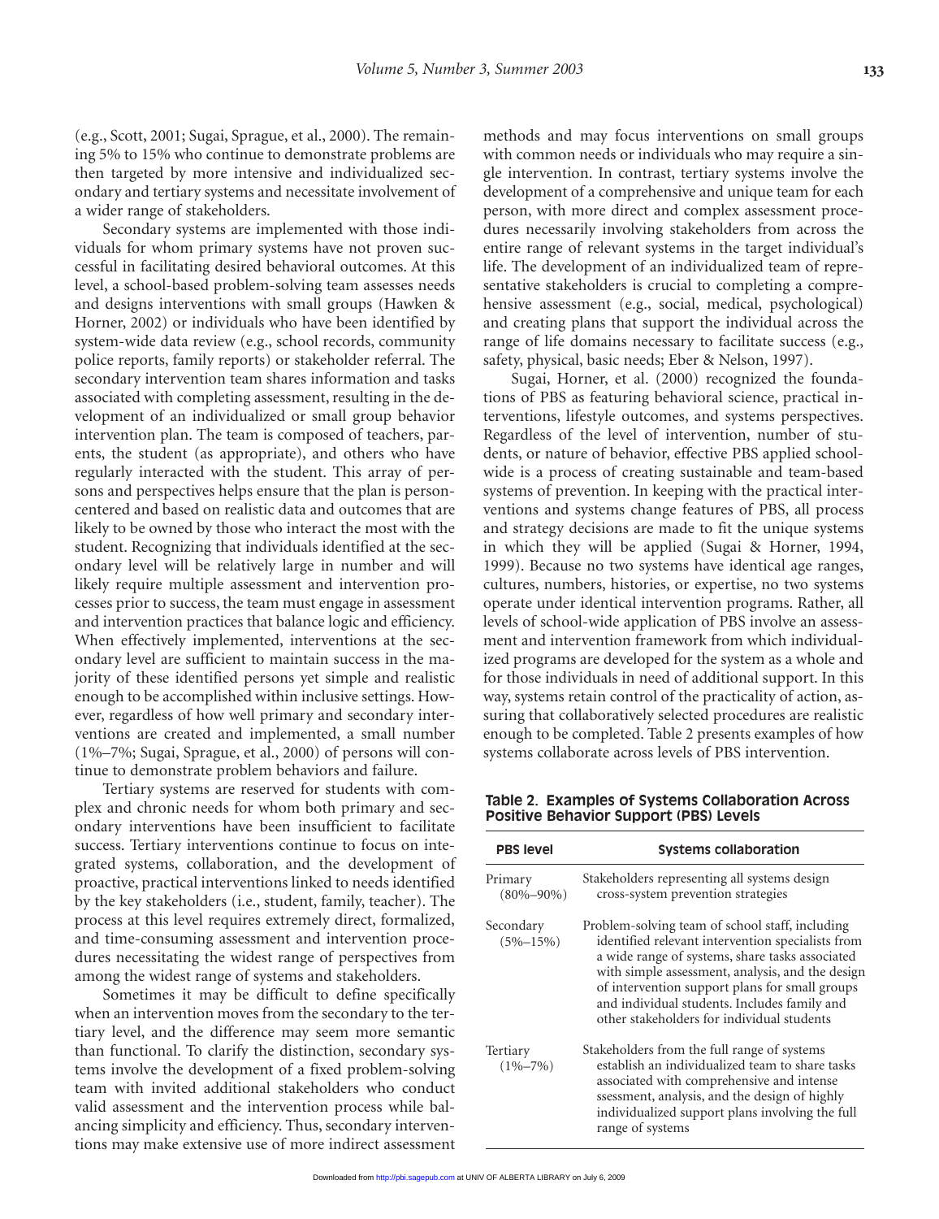(e.g., Scott, 2001; Sugai, Sprague, et al., 2000). The remaining 5% to 15% who continue to demonstrate problems are then targeted by more intensive and individualized secondary and tertiary systems and necessitate involvement of a wider range of stakeholders.

Secondary systems are implemented with those individuals for whom primary systems have not proven successful in facilitating desired behavioral outcomes. At this level, a school-based problem-solving team assesses needs and designs interventions with small groups (Hawken & Horner, 2002) or individuals who have been identified by system-wide data review (e.g., school records, community police reports, family reports) or stakeholder referral. The secondary intervention team shares information and tasks associated with completing assessment, resulting in the development of an individualized or small group behavior intervention plan. The team is composed of teachers, parents, the student (as appropriate), and others who have regularly interacted with the student. This array of persons and perspectives helps ensure that the plan is person-centered and based on realistic data and outcomes that are likely to be owned by those who interact the most with the student. Recognizing that individuals identified at the secondary level will be relatively large in number and will likely require multiple assessment and intervention processes prior to success, the team must engage in assessment and intervention practices that balance logic and efficiency. When effectively implemented, interventions at the secondary level are sufficient to maintain success in the majority of these identified persons yet simple and realistic enough to be accomplished within inclusive settings. However, regardless of how well primary and secondary interventions are created and implemented, a small number (1%–7%; Sugai, Sprague, et al., 2000) of persons will continue to demonstrate problem behaviors and failure.

Tertiary systems are reserved for students with complex and chronic needs for whom both primary and secondary interventions have been insufficient to facilitate success. Tertiary interventions continue to focus on integrated systems, collaboration, and the development of proactive, practical interventions linked to needs identified by the key stakeholders (i.e., student, family, teacher). The process at this level requires extremely direct, formalized, and time-consuming assessment and intervention procedures necessitating the widest range of perspectives from among the widest range of systems and stakeholders.

Sometimes it may be difficult to define specifically when an intervention moves from the secondary to the tertiary level, and the difference may seem more semantic than functional. To clarify the distinction, secondary systems involve the development of a fixed problem-solving team with invited additional stakeholders who conduct valid assessment and the intervention process while balancing simplicity and efficiency. Thus, secondary interventions may make extensive use of more indirect assessment methods and may focus interventions on small groups with common needs or individuals who may require a single intervention. In contrast, tertiary systems involve the development of a comprehensive and unique team for each person, with more direct and complex assessment procedures necessarily involving stakeholders from across the entire range of relevant systems in the target individual's life. The development of an individualized team of representative stakeholders is crucial to completing a comprehensive assessment (e.g., social, medical, psychological) and creating plans that support the individual across the range of life domains necessary to facilitate success (e.g., safety, physical, basic needs; Eber & Nelson, 1997).

Sugai, Horner, et al. (2000) recognized the foundations of PBS as featuring behavioral science, practical interventions, lifestyle outcomes, and systems perspectives. Regardless of the level of intervention, number of students, or nature of behavior, effective PBS applied schoolwide is a process of creating sustainable and team-based systems of prevention. In keeping with the practical interventions and systems change features of PBS, all process and strategy decisions are made to fit the unique systems in which they will be applied (Sugai & Horner, 1994, 1999). Because no two systems have identical age ranges, cultures, numbers, histories, or expertise, no two systems operate under identical intervention programs. Rather, all levels of school-wide application of PBS involve an assessment and intervention framework from which individualized programs are developed for the system as a whole and for those individuals in need of additional support. In this way, systems retain control of the practicality of action, assuring that collaboratively selected procedures are realistic enough to be completed. Table 2 presents examples of how systems collaborate across levels of PBS intervention.

**Table 2. Examples of Systems Collaboration Across Positive Behavior Support (PBS) Levels**

| PBS level | Systems collaboration |
|---|---|
| Primary (80%–90%) | Stakeholders representing all systems design cross-system prevention strategies |
| Secondary (5%–15%) | Problem-solving team of school staff, including identified relevant intervention specialists from a wide range of systems, share tasks associated with simple assessment, analysis, and the design of intervention support plans for small groups and individual students. Includes family and other stakeholders for individual students |
| Tertiary (1%–7%) | Stakeholders from the full range of systems establish an individualized team to share tasks associated with comprehensive and intense ssessment, analysis, and the design of highly individualized support plans involving the full range of systems |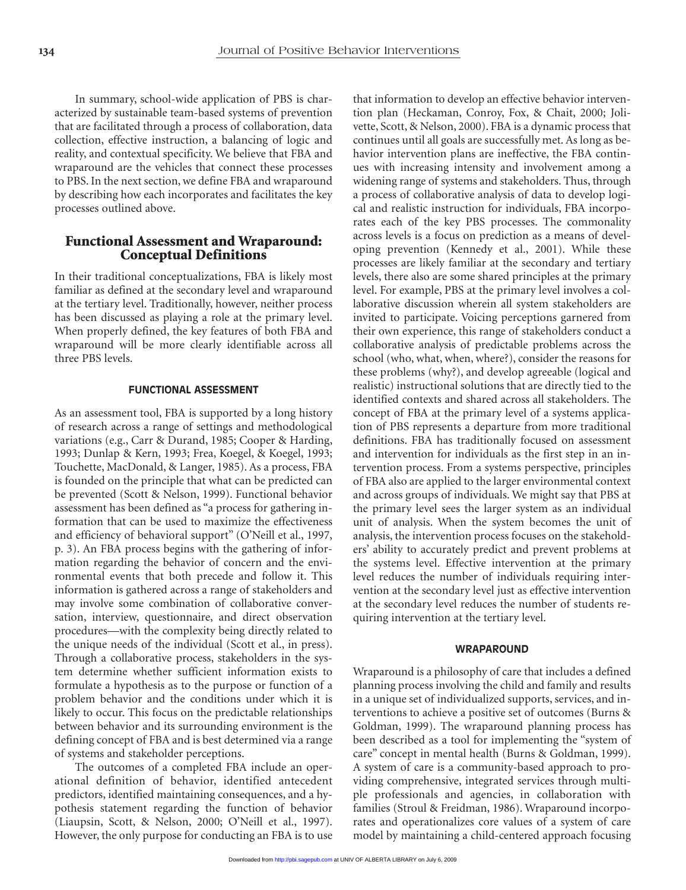In summary, school-wide application of PBS is characterized by sustainable team-based systems of prevention that are facilitated through a process of collaboration, data collection, effective instruction, a balancing of logic and reality, and contextual specificity. We believe that FBA and wraparound are the vehicles that connect these processes to PBS. In the next section, we define FBA and wraparound by describing how each incorporates and facilitates the key processes outlined above.

## Functional Assessment and Wraparound: Conceptual Definitions

In their traditional conceptualizations, FBA is likely most familiar as defined at the secondary level and wraparound at the tertiary level. Traditionally, however, neither process has been discussed as playing a role at the primary level. When properly defined, the key features of both FBA and wraparound will be more clearly identifiable across all three PBS levels.

### FUNCTIONAL ASSESSMENT

As an assessment tool, FBA is supported by a long history of research across a range of settings and methodological variations (e.g., Carr & Durand, 1985; Cooper & Harding, 1993; Dunlap & Kern, 1993; Frea, Koegel, & Koegel, 1993; Touchette, MacDonald, & Langer, 1985). As a process, FBA is founded on the principle that what can be predicted can be prevented (Scott & Nelson, 1999). Functional behavior assessment has been defined as "a process for gathering information that can be used to maximize the effectiveness and efficiency of behavioral support" (O'Neill et al., 1997, p. 3). An FBA process begins with the gathering of information regarding the behavior of concern and the environmental events that both precede and follow it. This information is gathered across a range of stakeholders and may involve some combination of collaborative conversation, interview, questionnaire, and direct observation procedures—with the complexity being directly related to the unique needs of the individual (Scott et al., in press). Through a collaborative process, stakeholders in the system determine whether sufficient information exists to formulate a hypothesis as to the purpose or function of a problem behavior and the conditions under which it is likely to occur. This focus on the predictable relationships between behavior and its surrounding environment is the defining concept of FBA and is best determined via a range of systems and stakeholder perceptions.

The outcomes of a completed FBA include an operational definition of behavior, identified antecedent predictors, identified maintaining consequences, and a hypothesis statement regarding the function of behavior (Liaupsin, Scott, & Nelson, 2000; O'Neill et al., 1997). However, the only purpose for conducting an FBA is to use that information to develop an effective behavior intervention plan (Heckaman, Conroy, Fox, & Chait, 2000; Jolivette, Scott, & Nelson, 2000). FBA is a dynamic process that continues until all goals are successfully met. As long as behavior intervention plans are ineffective, the FBA continues with increasing intensity and involvement among a widening range of systems and stakeholders. Thus, through a process of collaborative analysis of data to develop logical and realistic instruction for individuals, FBA incorporates each of the key PBS processes. The commonality across levels is a focus on prediction as a means of developing prevention (Kennedy et al., 2001). While these processes are likely familiar at the secondary and tertiary levels, there also are some shared principles at the primary level. For example, PBS at the primary level involves a collaborative discussion wherein all system stakeholders are invited to participate. Voicing perceptions garnered from their own experience, this range of stakeholders conduct a collaborative analysis of predictable problems across the school (who, what, when, where?), consider the reasons for these problems (why?), and develop agreeable (logical and realistic) instructional solutions that are directly tied to the identified contexts and shared across all stakeholders. The concept of FBA at the primary level of a systems application of PBS represents a departure from more traditional definitions. FBA has traditionally focused on assessment and intervention for individuals as the first step in an intervention process. From a systems perspective, principles of FBA also are applied to the larger environmental context and across groups of individuals. We might say that PBS at the primary level sees the larger system as an individual unit of analysis. When the system becomes the unit of analysis, the intervention process focuses on the stakeholders' ability to accurately predict and prevent problems at the systems level. Effective intervention at the primary level reduces the number of individuals requiring intervention at the secondary level just as effective intervention at the secondary level reduces the number of students requiring intervention at the tertiary level.

### WRAPAROUND

Wraparound is a philosophy of care that includes a defined planning process involving the child and family and results in a unique set of individualized supports, services, and interventions to achieve a positive set of outcomes (Burns & Goldman, 1999). The wraparound planning process has been described as a tool for implementing the "system of care" concept in mental health (Burns & Goldman, 1999). A system of care is a community-based approach to providing comprehensive, integrated services through multiple professionals and agencies, in collaboration with families (Stroul & Freidman, 1986). Wraparound incorporates and operationalizes core values of a system of care model by maintaining a child-centered approach focusing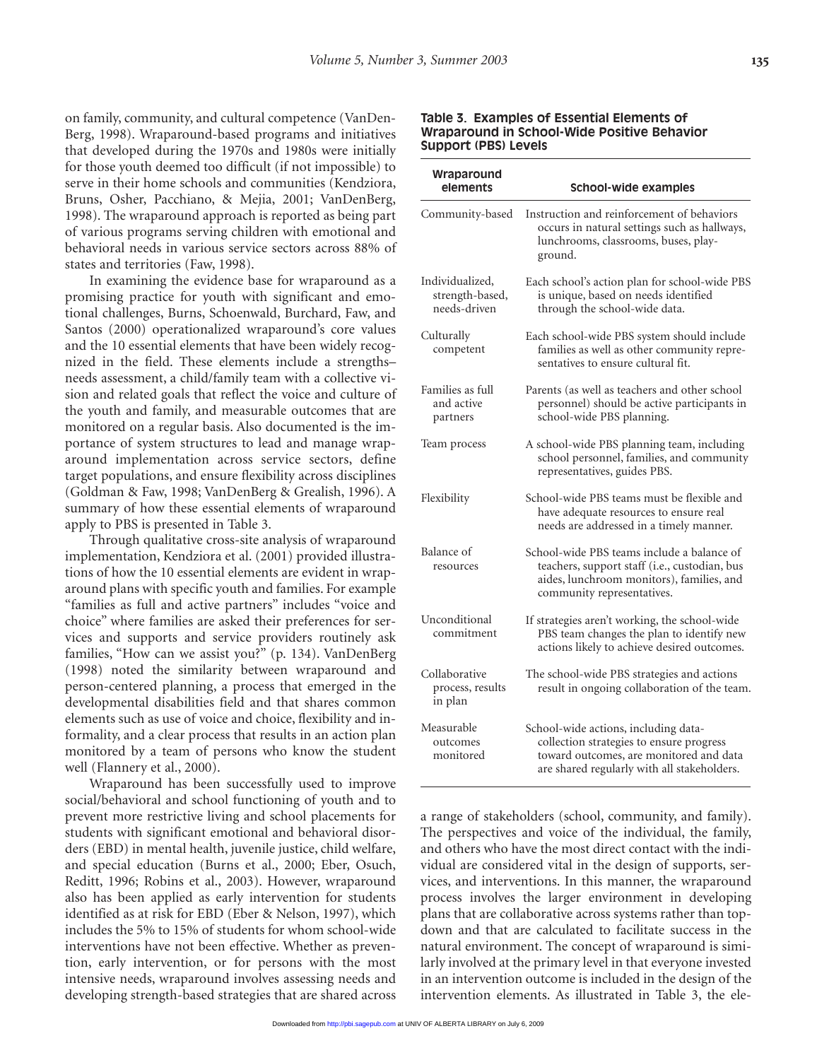on family, community, and cultural competence (VanDenBerg, 1998). Wraparound-based programs and initiatives that developed during the 1970s and 1980s were initially for those youth deemed too difficult (if not impossible) to serve in their home schools and communities (Kendziora, Bruns, Osher, Pacchiano, & Mejia, 2001; VanDenBerg, 1998). The wraparound approach is reported as being part of various programs serving children with emotional and behavioral needs in various service sectors across 88% of states and territories (Faw, 1998).

In examining the evidence base for wraparound as a promising practice for youth with significant and emotional challenges, Burns, Schoenwald, Burchard, Faw, and Santos (2000) operationalized wraparound's core values and the 10 essential elements that have been widely recognized in the field. These elements include a strengths–needs assessment, a child/family team with a collective vision and related goals that reflect the voice and culture of the youth and family, and measurable outcomes that are monitored on a regular basis. Also documented is the importance of system structures to lead and manage wraparound implementation across service sectors, define target populations, and ensure flexibility across disciplines (Goldman & Faw, 1998; VanDenBerg & Grealish, 1996). A summary of how these essential elements of wraparound apply to PBS is presented in Table 3.

Through qualitative cross-site analysis of wraparound implementation, Kendziora et al. (2001) provided illustrations of how the 10 essential elements are evident in wraparound plans with specific youth and families. For example "families as full and active partners" includes "voice and choice" where families are asked their preferences for services and supports and service providers routinely ask families, "How can we assist you?" (p. 134). VanDenBerg (1998) noted the similarity between wraparound and person-centered planning, a process that emerged in the developmental disabilities field and that shares common elements such as use of voice and choice, flexibility and informality, and a clear process that results in an action plan monitored by a team of persons who know the student well (Flannery et al., 2000).

Wraparound has been successfully used to improve social/behavioral and school functioning of youth and to prevent more restrictive living and school placements for students with significant emotional and behavioral disorders (EBD) in mental health, juvenile justice, child welfare, and special education (Burns et al., 2000; Eber, Osuch, Reditt, 1996; Robins et al., 2003). However, wraparound also has been applied as early intervention for students identified as at risk for EBD (Eber & Nelson, 1997), which includes the 5% to 15% of students for whom school-wide interventions have not been effective. Whether as prevention, early intervention, or for persons with the most intensive needs, wraparound involves assessing needs and developing strength-based strategies that are shared across a range of stakeholders (school, community, and family). The perspectives and voice of the individual, the family, and others who have the most direct contact with the individual are considered vital in the design of supports, services, and interventions. In this manner, the wraparound process involves the larger environment in developing plans that are collaborative across systems rather than top-down and that are calculated to facilitate success in the natural environment. The concept of wraparound is similarly involved at the primary level in that everyone invested in an intervention outcome is included in the design of the intervention elements. As illustrated in Table 3, the ele-

**Table 3. Examples of Essential Elements of Wraparound in School-Wide Positive Behavior Support (PBS) Levels**

| Wraparound elements | School-wide examples |
|---|---|
| Community-based | Instruction and reinforcement of behaviors occurs in natural settings such as hallways, lunchrooms, classrooms, buses, playground. |
| Individualized, strength-based, needs-driven | Each school's action plan for school-wide PBS is unique, based on needs identified through the school-wide data. |
| Culturally competent | Each school-wide PBS system should include families as well as other community representatives to ensure cultural fit. |
| Families as full and active partners | Parents (as well as teachers and other school personnel) should be active participants in school-wide PBS planning. |
| Team process | A school-wide PBS planning team, including school personnel, families, and community representatives, guides PBS. |
| Flexibility | School-wide PBS teams must be flexible and have adequate resources to ensure real needs are addressed in a timely manner. |
| Balance of resources | School-wide PBS teams include a balance of teachers, support staff (i.e., custodian, bus aides, lunchroom monitors), families, and community representatives. |
| Unconditional commitment | If strategies aren't working, the school-wide PBS team changes the plan to identify new actions likely to achieve desired outcomes. |
| Collaborative process, results in plan | The school-wide PBS strategies and actions result in ongoing collaboration of the team. |
| Measurable outcomes monitored | School-wide actions, including data-collection strategies to ensure progress toward outcomes, are monitored and data are shared regularly with all stakeholders. |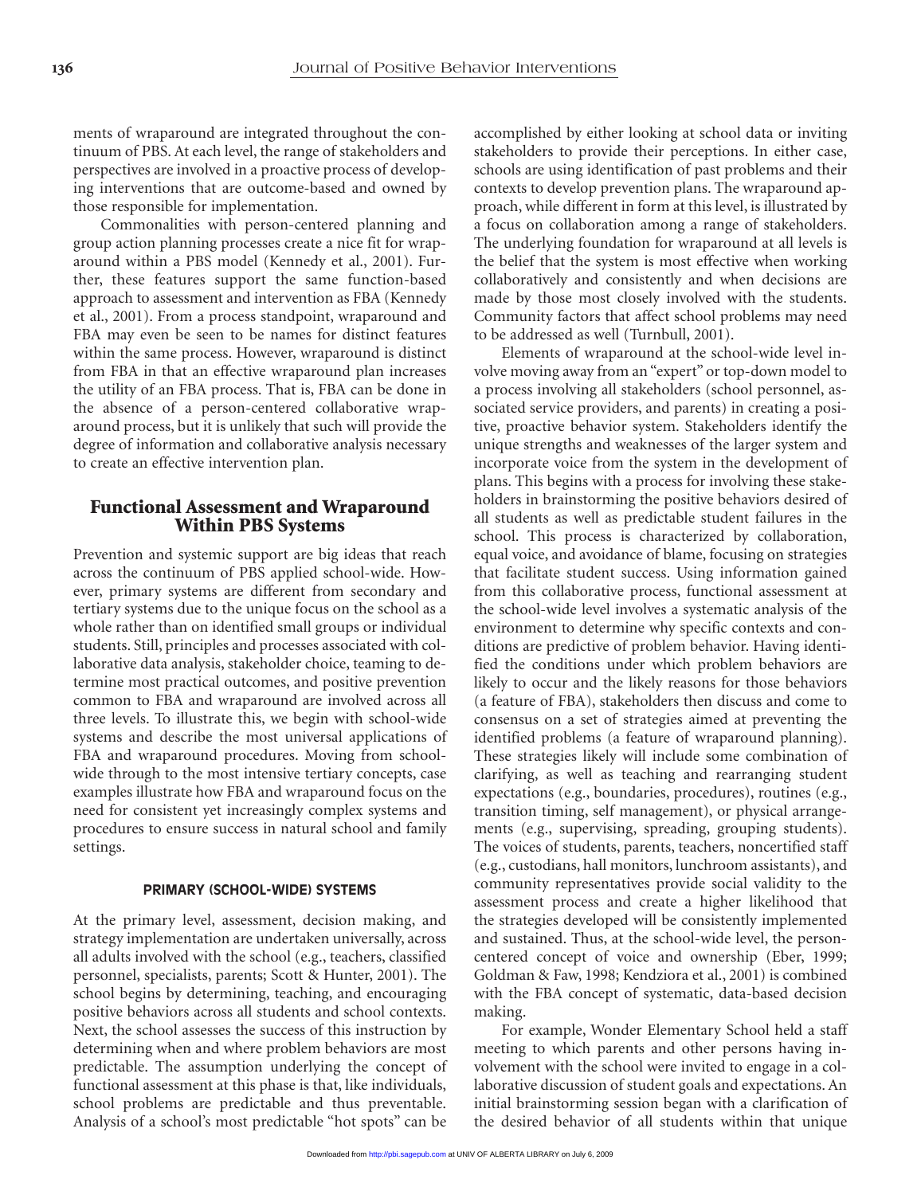ments of wraparound are integrated throughout the continuum of PBS. At each level, the range of stakeholders and perspectives are involved in a proactive process of developing interventions that are outcome-based and owned by those responsible for implementation.

Commonalities with person-centered planning and group action planning processes create a nice fit for wraparound within a PBS model (Kennedy et al., 2001). Further, these features support the same function-based approach to assessment and intervention as FBA (Kennedy et al., 2001). From a process standpoint, wraparound and FBA may even be seen to be names for distinct features within the same process. However, wraparound is distinct from FBA in that an effective wraparound plan increases the utility of an FBA process. That is, FBA can be done in the absence of a person-centered collaborative wraparound process, but it is unlikely that such will provide the degree of information and collaborative analysis necessary to create an effective intervention plan.

## Functional Assessment and Wraparound Within PBS Systems

Prevention and systemic support are big ideas that reach across the continuum of PBS applied school-wide. However, primary systems are different from secondary and tertiary systems due to the unique focus on the school as a whole rather than on identified small groups or individual students. Still, principles and processes associated with collaborative data analysis, stakeholder choice, teaming to determine most practical outcomes, and positive prevention common to FBA and wraparound are involved across all three levels. To illustrate this, we begin with school-wide systems and describe the most universal applications of FBA and wraparound procedures. Moving from school-wide through to the most intensive tertiary concepts, case examples illustrate how FBA and wraparound focus on the need for consistent yet increasingly complex systems and procedures to ensure success in natural school and family settings.

### PRIMARY (SCHOOL-WIDE) SYSTEMS

At the primary level, assessment, decision making, and strategy implementation are undertaken universally, across all adults involved with the school (e.g., teachers, classified personnel, specialists, parents; Scott & Hunter, 2001). The school begins by determining, teaching, and encouraging positive behaviors across all students and school contexts. Next, the school assesses the success of this instruction by determining when and where problem behaviors are most predictable. The assumption underlying the concept of functional assessment at this phase is that, like individuals, school problems are predictable and thus preventable. Analysis of a school's most predictable "hot spots" can be accomplished by either looking at school data or inviting stakeholders to provide their perceptions. In either case, schools are using identification of past problems and their contexts to develop prevention plans. The wraparound approach, while different in form at this level, is illustrated by a focus on collaboration among a range of stakeholders. The underlying foundation for wraparound at all levels is the belief that the system is most effective when working collaboratively and consistently and when decisions are made by those most closely involved with the students. Community factors that affect school problems may need to be addressed as well (Turnbull, 2001).

Elements of wraparound at the school-wide level involve moving away from an "expert" or top-down model to a process involving all stakeholders (school personnel, associated service providers, and parents) in creating a positive, proactive behavior system. Stakeholders identify the unique strengths and weaknesses of the larger system and incorporate voice from the system in the development of plans. This begins with a process for involving these stakeholders in brainstorming the positive behaviors desired of all students as well as predictable student failures in the school. This process is characterized by collaboration, equal voice, and avoidance of blame, focusing on strategies that facilitate student success. Using information gained from this collaborative process, functional assessment at the school-wide level involves a systematic analysis of the environment to determine why specific contexts and conditions are predictive of problem behavior. Having identified the conditions under which problem behaviors are likely to occur and the likely reasons for those behaviors (a feature of FBA), stakeholders then discuss and come to consensus on a set of strategies aimed at preventing the identified problems (a feature of wraparound planning). These strategies likely will include some combination of clarifying, as well as teaching and rearranging student expectations (e.g., boundaries, procedures), routines (e.g., transition timing, self management), or physical arrangements (e.g., supervising, spreading, grouping students). The voices of students, parents, teachers, noncertified staff (e.g., custodians, hall monitors, lunchroom assistants), and community representatives provide social validity to the assessment process and create a higher likelihood that the strategies developed will be consistently implemented and sustained. Thus, at the school-wide level, the person-centered concept of voice and ownership (Eber, 1999; Goldman & Faw, 1998; Kendziora et al., 2001) is combined with the FBA concept of systematic, data-based decision making.

For example, Wonder Elementary School held a staff meeting to which parents and other persons having involvement with the school were invited to engage in a collaborative discussion of student goals and expectations. An initial brainstorming session began with a clarification of the desired behavior of all students within that unique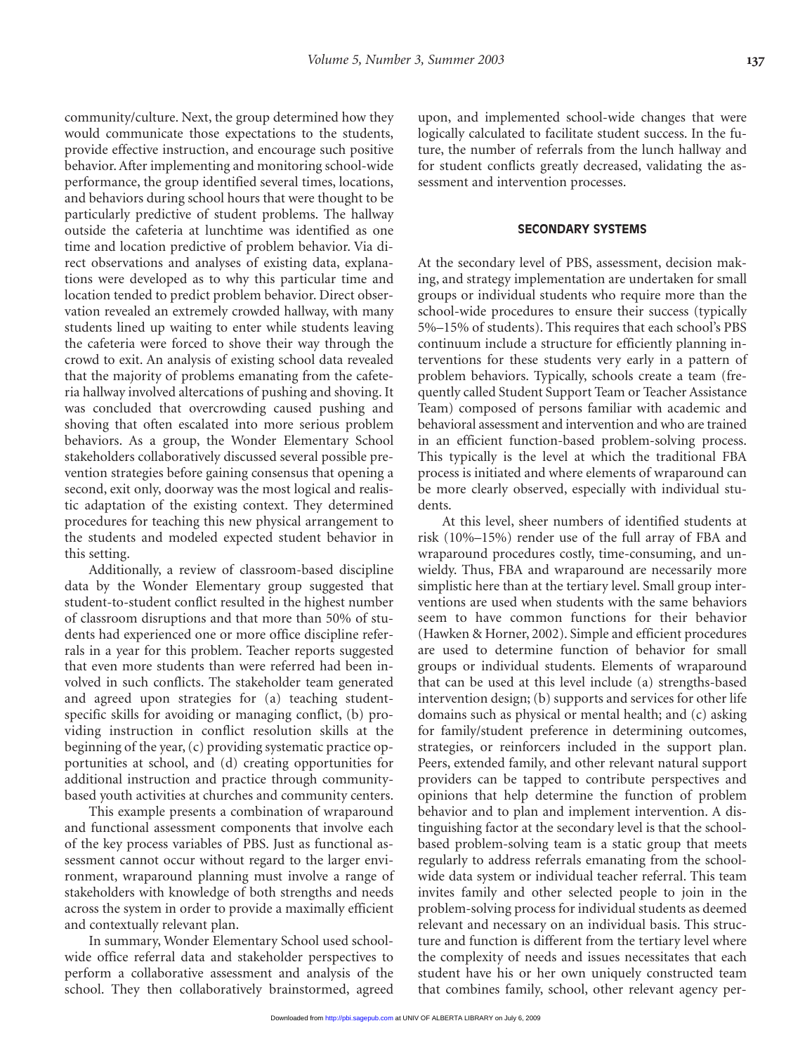community/culture. Next, the group determined how they would communicate those expectations to the students, provide effective instruction, and encourage such positive behavior. After implementing and monitoring school-wide performance, the group identified several times, locations, and behaviors during school hours that were thought to be particularly predictive of student problems. The hallway outside the cafeteria at lunchtime was identified as one time and location predictive of problem behavior. Via direct observations and analyses of existing data, explanations were developed as to why this particular time and location tended to predict problem behavior. Direct observation revealed an extremely crowded hallway, with many students lined up waiting to enter while students leaving the cafeteria were forced to shove their way through the crowd to exit. An analysis of existing school data revealed that the majority of problems emanating from the cafeteria hallway involved altercations of pushing and shoving. It was concluded that overcrowding caused pushing and shoving that often escalated into more serious problem behaviors. As a group, the Wonder Elementary School stakeholders collaboratively discussed several possible prevention strategies before gaining consensus that opening a second, exit only, doorway was the most logical and realistic adaptation of the existing context. They determined procedures for teaching this new physical arrangement to the students and modeled expected student behavior in this setting.

Additionally, a review of classroom-based discipline data by the Wonder Elementary group suggested that student-to-student conflict resulted in the highest number of classroom disruptions and that more than 50% of students had experienced one or more office discipline referrals in a year for this problem. Teacher reports suggested that even more students than were referred had been involved in such conflicts. The stakeholder team generated and agreed upon strategies for (a) teaching student-specific skills for avoiding or managing conflict, (b) providing instruction in conflict resolution skills at the beginning of the year, (c) providing systematic practice opportunities at school, and (d) creating opportunities for additional instruction and practice through community-based youth activities at churches and community centers.

This example presents a combination of wraparound and functional assessment components that involve each of the key process variables of PBS. Just as functional assessment cannot occur without regard to the larger environment, wraparound planning must involve a range of stakeholders with knowledge of both strengths and needs across the system in order to provide a maximally efficient and contextually relevant plan.

In summary, Wonder Elementary School used school-wide office referral data and stakeholder perspectives to perform a collaborative assessment and analysis of the school. They then collaboratively brainstormed, agreed upon, and implemented school-wide changes that were logically calculated to facilitate student success. In the future, the number of referrals from the lunch hallway and for student conflicts greatly decreased, validating the assessment and intervention processes.

## SECONDARY SYSTEMS

At the secondary level of PBS, assessment, decision making, and strategy implementation are undertaken for small groups or individual students who require more than the school-wide procedures to ensure their success (typically 5%–15% of students). This requires that each school's PBS continuum include a structure for efficiently planning interventions for these students very early in a pattern of problem behaviors. Typically, schools create a team (frequently called Student Support Team or Teacher Assistance Team) composed of persons familiar with academic and behavioral assessment and intervention and who are trained in an efficient function-based problem-solving process. This typically is the level at which the traditional FBA process is initiated and where elements of wraparound can be more clearly observed, especially with individual students.

At this level, sheer numbers of identified students at risk (10%–15%) render use of the full array of FBA and wraparound procedures costly, time-consuming, and unwieldy. Thus, FBA and wraparound are necessarily more simplistic here than at the tertiary level. Small group interventions are used when students with the same behaviors seem to have common functions for their behavior (Hawken & Horner, 2002). Simple and efficient procedures are used to determine function of behavior for small groups or individual students. Elements of wraparound that can be used at this level include (a) strengths-based intervention design; (b) supports and services for other life domains such as physical or mental health; and (c) asking for family/student preference in determining outcomes, strategies, or reinforcers included in the support plan. Peers, extended family, and other relevant natural support providers can be tapped to contribute perspectives and opinions that help determine the function of problem behavior and to plan and implement intervention. A distinguishing factor at the secondary level is that the school-based problem-solving team is a static group that meets regularly to address referrals emanating from the school-wide data system or individual teacher referral. This team invites family and other selected people to join in the problem-solving process for individual students as deemed relevant and necessary on an individual basis. This structure and function is different from the tertiary level where the complexity of needs and issues necessitates that each student have his or her own uniquely constructed team that combines family, school, other relevant agency per-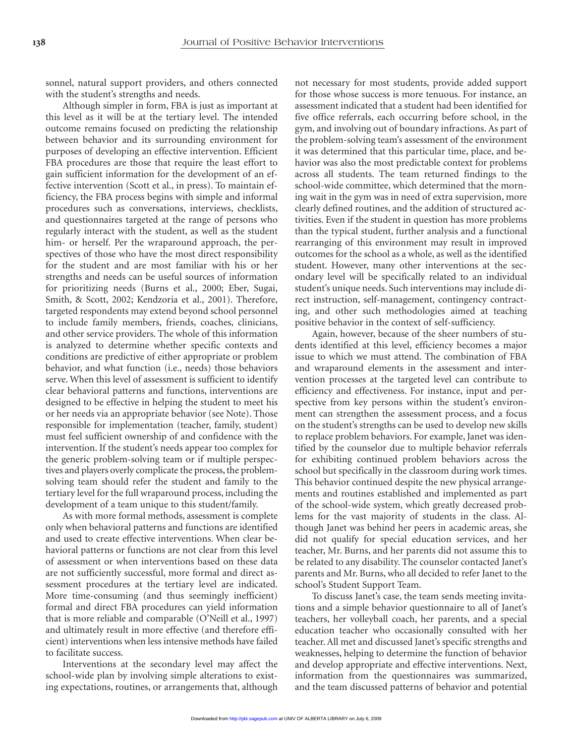sonnel, natural support providers, and others connected with the student's strengths and needs.

Although simpler in form, FBA is just as important at this level as it will be at the tertiary level. The intended outcome remains focused on predicting the relationship between behavior and its surrounding environment for purposes of developing an effective intervention. Efficient FBA procedures are those that require the least effort to gain sufficient information for the development of an effective intervention (Scott et al., in press). To maintain efficiency, the FBA process begins with simple and informal procedures such as conversations, interviews, checklists, and questionnaires targeted at the range of persons who regularly interact with the student, as well as the student him- or herself. Per the wraparound approach, the perspectives of those who have the most direct responsibility for the student and are most familiar with his or her strengths and needs can be useful sources of information for prioritizing needs (Burns et al., 2000; Eber, Sugai, Smith, & Scott, 2002; Kendzoria et al., 2001). Therefore, targeted respondents may extend beyond school personnel to include family members, friends, coaches, clinicians, and other service providers. The whole of this information is analyzed to determine whether specific contexts and conditions are predictive of either appropriate or problem behavior, and what function (i.e., needs) those behaviors serve. When this level of assessment is sufficient to identify clear behavioral patterns and functions, interventions are designed to be effective in helping the student to meet his or her needs via an appropriate behavior (see Note). Those responsible for implementation (teacher, family, student) must feel sufficient ownership of and confidence with the intervention. If the student's needs appear too complex for the generic problem-solving team or if multiple perspectives and players overly complicate the process, the problem-solving team should refer the student and family to the tertiary level for the full wraparound process, including the development of a team unique to this student/family.

As with more formal methods, assessment is complete only when behavioral patterns and functions are identified and used to create effective interventions. When clear behavioral patterns or functions are not clear from this level of assessment or when interventions based on these data are not sufficiently successful, more formal and direct assessment procedures at the tertiary level are indicated. More time-consuming (and thus seemingly inefficient) formal and direct FBA procedures can yield information that is more reliable and comparable (O'Neill et al., 1997) and ultimately result in more effective (and therefore efficient) interventions when less intensive methods have failed to facilitate success.

Interventions at the secondary level may affect the school-wide plan by involving simple alterations to existing expectations, routines, or arrangements that, although not necessary for most students, provide added support for those whose success is more tenuous. For instance, an assessment indicated that a student had been identified for five office referrals, each occurring before school, in the gym, and involving out of boundary infractions. As part of the problem-solving team's assessment of the environment it was determined that this particular time, place, and behavior was also the most predictable context for problems across all students. The team returned findings to the school-wide committee, which determined that the morning wait in the gym was in need of extra supervision, more clearly defined routines, and the addition of structured activities. Even if the student in question has more problems than the typical student, further analysis and a functional rearranging of this environment may result in improved outcomes for the school as a whole, as well as the identified student. However, many other interventions at the secondary level will be specifically related to an individual student's unique needs. Such interventions may include direct instruction, self-management, contingency contracting, and other such methodologies aimed at teaching positive behavior in the context of self-sufficiency.

Again, however, because of the sheer numbers of students identified at this level, efficiency becomes a major issue to which we must attend. The combination of FBA and wraparound elements in the assessment and intervention processes at the targeted level can contribute to efficiency and effectiveness. For instance, input and perspective from key persons within the student's environment can strengthen the assessment process, and a focus on the student's strengths can be used to develop new skills to replace problem behaviors. For example, Janet was identified by the counselor due to multiple behavior referrals for exhibiting continued problem behaviors across the school but specifically in the classroom during work times. This behavior continued despite the new physical arrangements and routines established and implemented as part of the school-wide system, which greatly decreased problems for the vast majority of students in the class. Although Janet was behind her peers in academic areas, she did not qualify for special education services, and her teacher, Mr. Burns, and her parents did not assume this to be related to any disability. The counselor contacted Janet's parents and Mr. Burns, who all decided to refer Janet to the school's Student Support Team.

To discuss Janet's case, the team sends meeting invitations and a simple behavior questionnaire to all of Janet's teachers, her volleyball coach, her parents, and a special education teacher who occasionally consulted with her teacher. All met and discussed Janet's specific strengths and weaknesses, helping to determine the function of behavior and develop appropriate and effective interventions. Next, information from the questionnaires was summarized, and the team discussed patterns of behavior and potential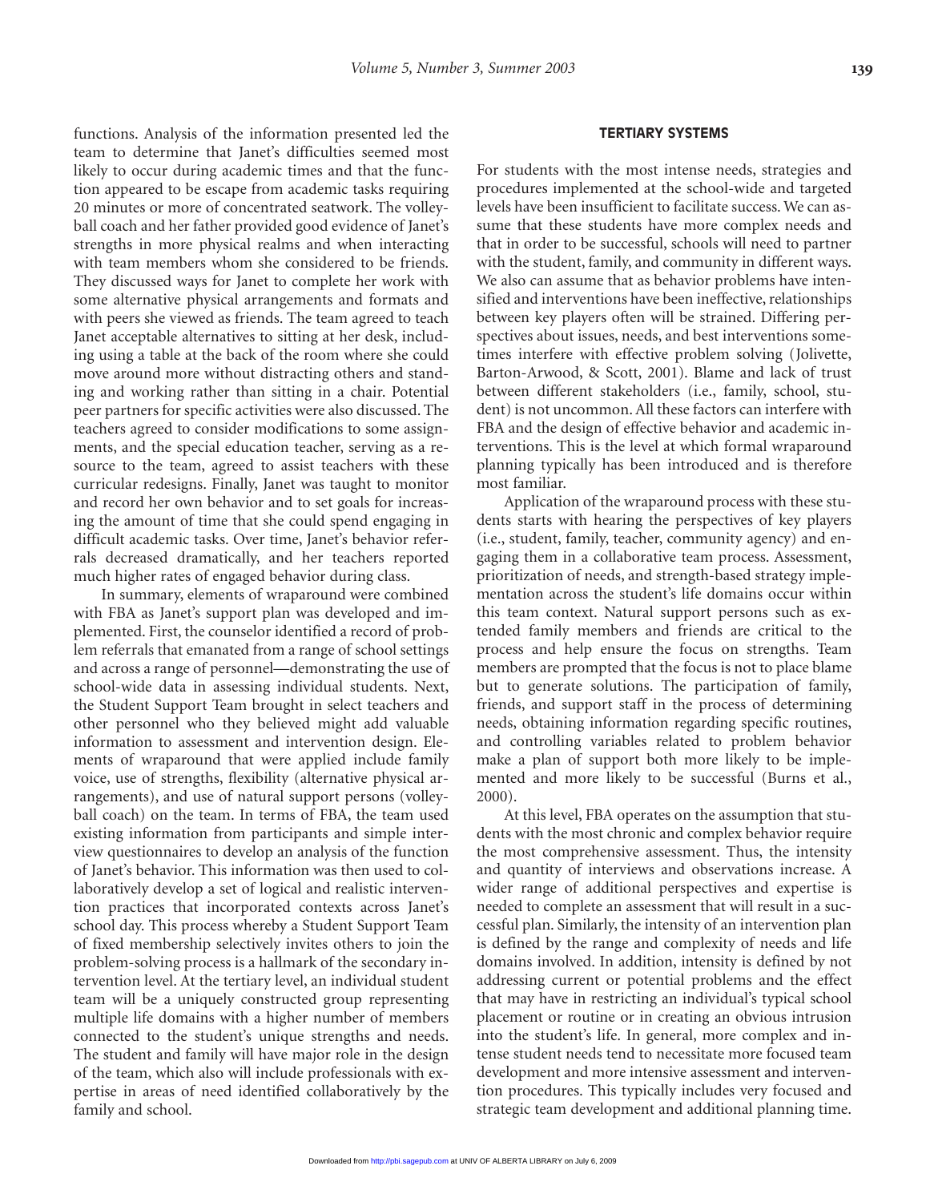functions. Analysis of the information presented led the team to determine that Janet's difficulties seemed most likely to occur during academic times and that the function appeared to be escape from academic tasks requiring 20 minutes or more of concentrated seatwork. The volleyball coach and her father provided good evidence of Janet's strengths in more physical realms and when interacting with team members whom she considered to be friends. They discussed ways for Janet to complete her work with some alternative physical arrangements and formats and with peers she viewed as friends. The team agreed to teach Janet acceptable alternatives to sitting at her desk, including using a table at the back of the room where she could move around more without distracting others and standing and working rather than sitting in a chair. Potential peer partners for specific activities were also discussed. The teachers agreed to consider modifications to some assignments, and the special education teacher, serving as a resource to the team, agreed to assist teachers with these curricular redesigns. Finally, Janet was taught to monitor and record her own behavior and to set goals for increasing the amount of time that she could spend engaging in difficult academic tasks. Over time, Janet's behavior referrals decreased dramatically, and her teachers reported much higher rates of engaged behavior during class.

In summary, elements of wraparound were combined with FBA as Janet's support plan was developed and implemented. First, the counselor identified a record of problem referrals that emanated from a range of school settings and across a range of personnel—demonstrating the use of school-wide data in assessing individual students. Next, the Student Support Team brought in select teachers and other personnel who they believed might add valuable information to assessment and intervention design. Elements of wraparound that were applied include family voice, use of strengths, flexibility (alternative physical arrangements), and use of natural support persons (volleyball coach) on the team. In terms of FBA, the team used existing information from participants and simple interview questionnaires to develop an analysis of the function of Janet's behavior. This information was then used to collaboratively develop a set of logical and realistic intervention practices that incorporated contexts across Janet's school day. This process whereby a Student Support Team of fixed membership selectively invites others to join the problem-solving process is a hallmark of the secondary intervention level. At the tertiary level, an individual student team will be a uniquely constructed group representing multiple life domains with a higher number of members connected to the student's unique strengths and needs. The student and family will have major role in the design of the team, which also will include professionals with expertise in areas of need identified collaboratively by the family and school.

## TERTIARY SYSTEMS

For students with the most intense needs, strategies and procedures implemented at the school-wide and targeted levels have been insufficient to facilitate success. We can assume that these students have more complex needs and that in order to be successful, schools will need to partner with the student, family, and community in different ways. We also can assume that as behavior problems have intensified and interventions have been ineffective, relationships between key players often will be strained. Differing perspectives about issues, needs, and best interventions sometimes interfere with effective problem solving (Jolivette, Barton-Arwood, & Scott, 2001). Blame and lack of trust between different stakeholders (i.e., family, school, student) is not uncommon. All these factors can interfere with FBA and the design of effective behavior and academic interventions. This is the level at which formal wraparound planning typically has been introduced and is therefore most familiar.

Application of the wraparound process with these students starts with hearing the perspectives of key players (i.e., student, family, teacher, community agency) and engaging them in a collaborative team process. Assessment, prioritization of needs, and strength-based strategy implementation across the student's life domains occur within this team context. Natural support persons such as extended family members and friends are critical to the process and help ensure the focus on strengths. Team members are prompted that the focus is not to place blame but to generate solutions. The participation of family, friends, and support staff in the process of determining needs, obtaining information regarding specific routines, and controlling variables related to problem behavior make a plan of support both more likely to be implemented and more likely to be successful (Burns et al., 2000).

At this level, FBA operates on the assumption that students with the most chronic and complex behavior require the most comprehensive assessment. Thus, the intensity and quantity of interviews and observations increase. A wider range of additional perspectives and expertise is needed to complete an assessment that will result in a successful plan. Similarly, the intensity of an intervention plan is defined by the range and complexity of needs and life domains involved. In addition, intensity is defined by not addressing current or potential problems and the effect that may have in restricting an individual's typical school placement or routine or in creating an obvious intrusion into the student's life. In general, more complex and intense student needs tend to necessitate more focused team development and more intensive assessment and intervention procedures. This typically includes very focused and strategic team development and additional planning time.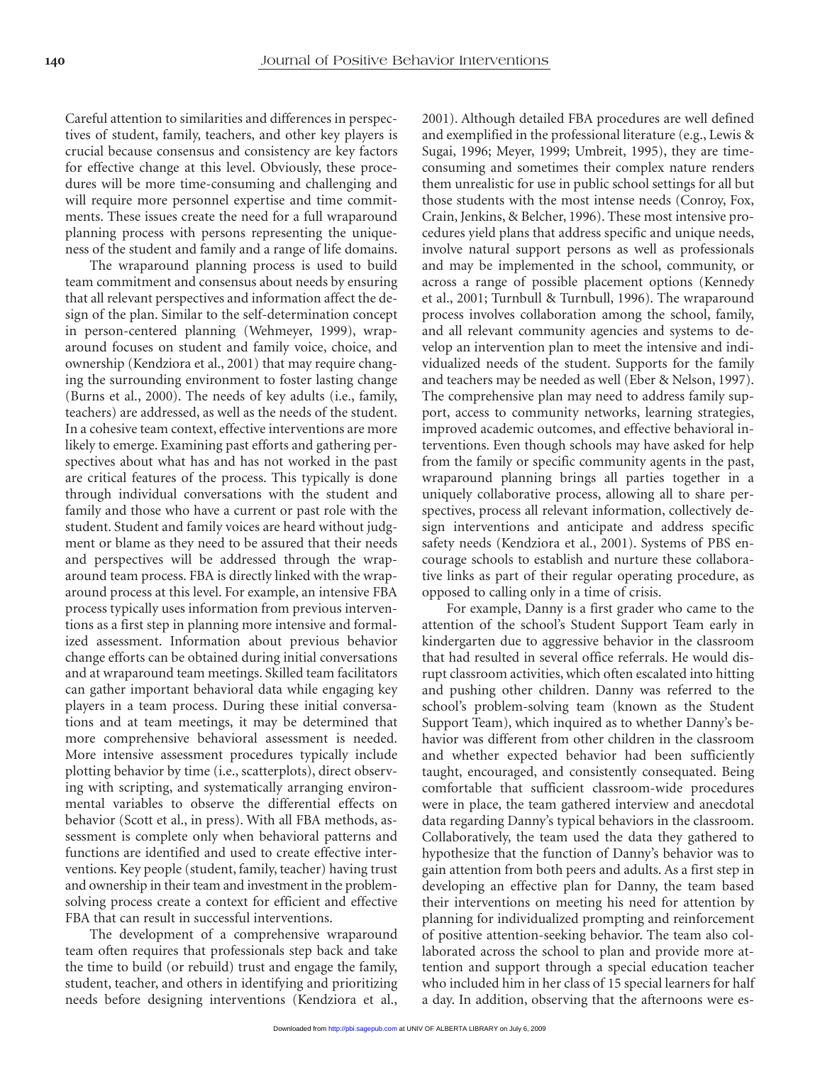Careful attention to similarities and differences in perspectives of student, family, teachers, and other key players is crucial because consensus and consistency are key factors for effective change at this level. Obviously, these procedures will be more time-consuming and challenging and will require more personnel expertise and time commitments. These issues create the need for a full wraparound planning process with persons representing the uniqueness of the student and family and a range of life domains.

The wraparound planning process is used to build team commitment and consensus about needs by ensuring that all relevant perspectives and information affect the design of the plan. Similar to the self-determination concept in person-centered planning (Wehmeyer, 1999), wraparound focuses on student and family voice, choice, and ownership (Kendziora et al., 2001) that may require changing the surrounding environment to foster lasting change (Burns et al., 2000). The needs of key adults (i.e., family, teachers) are addressed, as well as the needs of the student. In a cohesive team context, effective interventions are more likely to emerge. Examining past efforts and gathering perspectives about what has and has not worked in the past are critical features of the process. This typically is done through individual conversations with the student and family and those who have a current or past role with the student. Student and family voices are heard without judgment or blame as they need to be assured that their needs and perspectives will be addressed through the wraparound team process. FBA is directly linked with the wraparound process at this level. For example, an intensive FBA process typically uses information from previous interventions as a first step in planning more intensive and formalized assessment. Information about previous behavior change efforts can be obtained during initial conversations and at wraparound team meetings. Skilled team facilitators can gather important behavioral data while engaging key players in a team process. During these initial conversations and at team meetings, it may be determined that more comprehensive behavioral assessment is needed. More intensive assessment procedures typically include plotting behavior by time (i.e., scatterplots), direct observing with scripting, and systematically arranging environmental variables to observe the differential effects on behavior (Scott et al., in press). With all FBA methods, assessment is complete only when behavioral patterns and functions are identified and used to create effective interventions. Key people (student, family, teacher) having trust and ownership in their team and investment in the problem-solving process create a context for efficient and effective FBA that can result in successful interventions.

The development of a comprehensive wraparound team often requires that professionals step back and take the time to build (or rebuild) trust and engage the family, student, teacher, and others in identifying and prioritizing needs before designing interventions (Kendziora et al., 2001). Although detailed FBA procedures are well defined and exemplified in the professional literature (e.g., Lewis & Sugai, 1996; Meyer, 1999; Umbreit, 1995), they are time-consuming and sometimes their complex nature renders them unrealistic for use in public school settings for all but those students with the most intense needs (Conroy, Fox, Crain, Jenkins, & Belcher, 1996). These most intensive procedures yield plans that address specific and unique needs, involve natural support persons as well as professionals and may be implemented in the school, community, or across a range of possible placement options (Kennedy et al., 2001; Turnbull & Turnbull, 1996). The wraparound process involves collaboration among the school, family, and all relevant community agencies and systems to develop an intervention plan to meet the intensive and individualized needs of the student. Supports for the family and teachers may be needed as well (Eber & Nelson, 1997). The comprehensive plan may need to address family support, access to community networks, learning strategies, improved academic outcomes, and effective behavioral interventions. Even though schools may have asked for help from the family or specific community agents in the past, wraparound planning brings all parties together in a uniquely collaborative process, allowing all to share perspectives, process all relevant information, collectively design interventions and anticipate and address specific safety needs (Kendziora et al., 2001). Systems of PBS encourage schools to establish and nurture these collaborative links as part of their regular operating procedure, as opposed to calling only in a time of crisis.

For example, Danny is a first grader who came to the attention of the school's Student Support Team early in kindergarten due to aggressive behavior in the classroom that had resulted in several office referrals. He would disrupt classroom activities, which often escalated into hitting and pushing other children. Danny was referred to the school's problem-solving team (known as the Student Support Team), which inquired as to whether Danny's behavior was different from other children in the classroom and whether expected behavior had been sufficiently taught, encouraged, and consistently consequated. Being comfortable that sufficient classroom-wide procedures were in place, the team gathered interview and anecdotal data regarding Danny's typical behaviors in the classroom. Collaboratively, the team used the data they gathered to hypothesize that the function of Danny's behavior was to gain attention from both peers and adults. As a first step in developing an effective plan for Danny, the team based their interventions on meeting his need for attention by planning for individualized prompting and reinforcement of positive attention-seeking behavior. The team also collaborated across the school to plan and provide more attention and support through a special education teacher who included him in her class of 15 special learners for half a day. In addition, observing that the afternoons were es-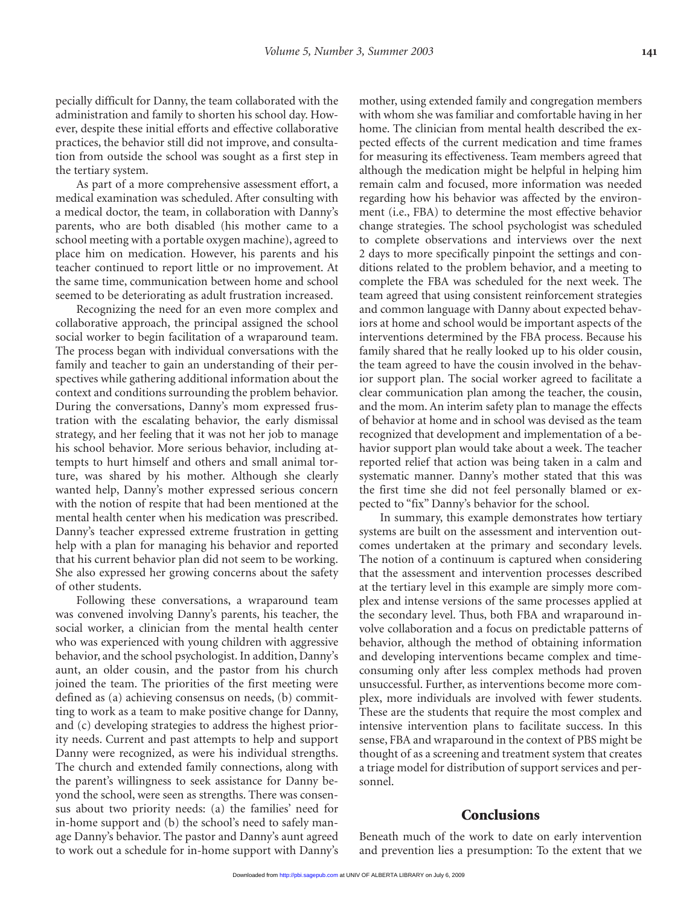pecially difficult for Danny, the team collaborated with the administration and family to shorten his school day. However, despite these initial efforts and effective collaborative practices, the behavior still did not improve, and consultation from outside the school was sought as a first step in the tertiary system.

As part of a more comprehensive assessment effort, a medical examination was scheduled. After consulting with a medical doctor, the team, in collaboration with Danny's parents, who are both disabled (his mother came to a school meeting with a portable oxygen machine), agreed to place him on medication. However, his parents and his teacher continued to report little or no improvement. At the same time, communication between home and school seemed to be deteriorating as adult frustration increased.

Recognizing the need for an even more complex and collaborative approach, the principal assigned the school social worker to begin facilitation of a wraparound team. The process began with individual conversations with the family and teacher to gain an understanding of their perspectives while gathering additional information about the context and conditions surrounding the problem behavior. During the conversations, Danny's mom expressed frustration with the escalating behavior, the early dismissal strategy, and her feeling that it was not her job to manage his school behavior. More serious behavior, including attempts to hurt himself and others and small animal torture, was shared by his mother. Although she clearly wanted help, Danny's mother expressed serious concern with the notion of respite that had been mentioned at the mental health center when his medication was prescribed. Danny's teacher expressed extreme frustration in getting help with a plan for managing his behavior and reported that his current behavior plan did not seem to be working. She also expressed her growing concerns about the safety of other students.

Following these conversations, a wraparound team was convened involving Danny's parents, his teacher, the social worker, a clinician from the mental health center who was experienced with young children with aggressive behavior, and the school psychologist. In addition, Danny's aunt, an older cousin, and the pastor from his church joined the team. The priorities of the first meeting were defined as (a) achieving consensus on needs, (b) committing to work as a team to make positive change for Danny, and (c) developing strategies to address the highest priority needs. Current and past attempts to help and support Danny were recognized, as were his individual strengths. The church and extended family connections, along with the parent's willingness to seek assistance for Danny beyond the school, were seen as strengths. There was consensus about two priority needs: (a) the families' need for in-home support and (b) the school's need to safely manage Danny's behavior. The pastor and Danny's aunt agreed to work out a schedule for in-home support with Danny's mother, using extended family and congregation members with whom she was familiar and comfortable having in her home. The clinician from mental health described the expected effects of the current medication and time frames for measuring its effectiveness. Team members agreed that although the medication might be helpful in helping him remain calm and focused, more information was needed regarding how his behavior was affected by the environment (i.e., FBA) to determine the most effective behavior change strategies. The school psychologist was scheduled to complete observations and interviews over the next 2 days to more specifically pinpoint the settings and conditions related to the problem behavior, and a meeting to complete the FBA was scheduled for the next week. The team agreed that using consistent reinforcement strategies and common language with Danny about expected behaviors at home and school would be important aspects of the interventions determined by the FBA process. Because his family shared that he really looked up to his older cousin, the team agreed to have the cousin involved in the behavior support plan. The social worker agreed to facilitate a clear communication plan among the teacher, the cousin, and the mom. An interim safety plan to manage the effects of behavior at home and in school was devised as the team recognized that development and implementation of a behavior support plan would take about a week. The teacher reported relief that action was being taken in a calm and systematic manner. Danny's mother stated that this was the first time she did not feel personally blamed or expected to "fix" Danny's behavior for the school.

In summary, this example demonstrates how tertiary systems are built on the assessment and intervention outcomes undertaken at the primary and secondary levels. The notion of a continuum is captured when considering that the assessment and intervention processes described at the tertiary level in this example are simply more complex and intense versions of the same processes applied at the secondary level. Thus, both FBA and wraparound involve collaboration and a focus on predictable patterns of behavior, although the method of obtaining information and developing interventions became complex and time-consuming only after less complex methods had proven unsuccessful. Further, as interventions become more complex, more individuals are involved with fewer students. These are the students that require the most complex and intensive intervention plans to facilitate success. In this sense, FBA and wraparound in the context of PBS might be thought of as a screening and treatment system that creates a triage model for distribution of support services and personnel.

## Conclusions

Beneath much of the work to date on early intervention and prevention lies a presumption: To the extent that we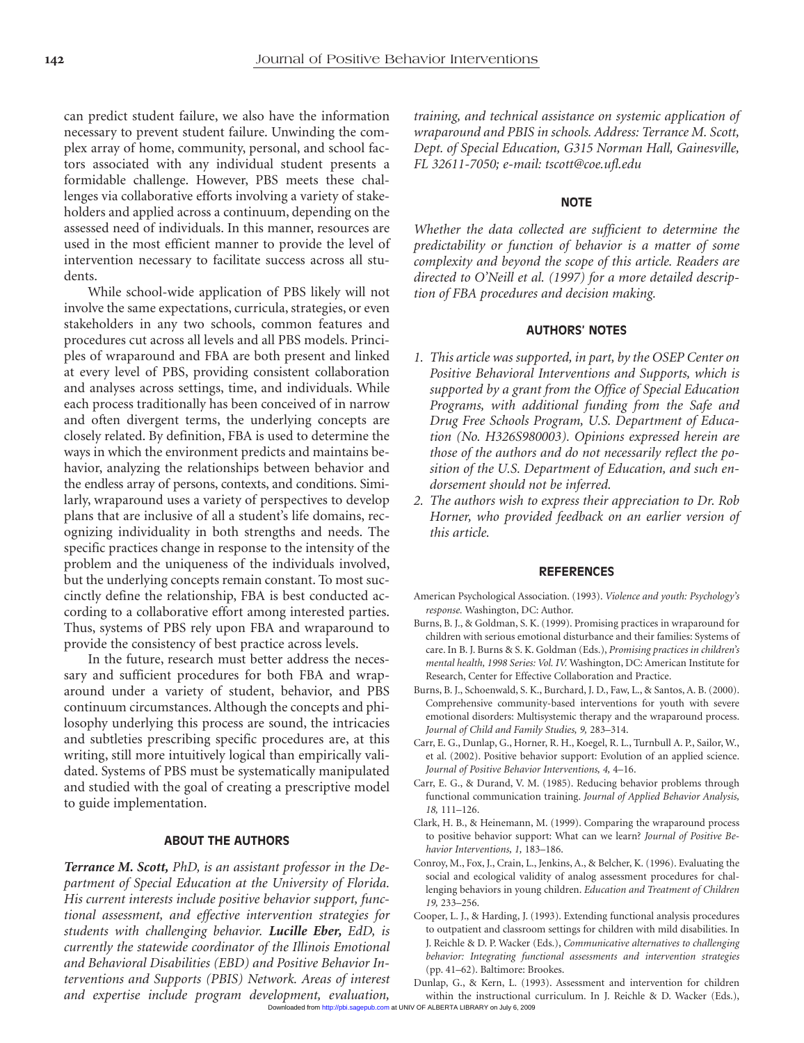can predict student failure, we also have the information necessary to prevent student failure. Unwinding the complex array of home, community, personal, and school factors associated with any individual student presents a formidable challenge. However, PBS meets these challenges via collaborative efforts involving a variety of stakeholders and applied across a continuum, depending on the assessed need of individuals. In this manner, resources are used in the most efficient manner to provide the level of intervention necessary to facilitate success across all students.

While school-wide application of PBS likely will not involve the same expectations, curricula, strategies, or even stakeholders in any two schools, common features and procedures cut across all levels and all PBS models. Principles of wraparound and FBA are both present and linked at every level of PBS, providing consistent collaboration and analyses across settings, time, and individuals. While each process traditionally has been conceived of in narrow and often divergent terms, the underlying concepts are closely related. By definition, FBA is used to determine the ways in which the environment predicts and maintains behavior, analyzing the relationships between behavior and the endless array of persons, contexts, and conditions. Similarly, wraparound uses a variety of perspectives to develop plans that are inclusive of all a student's life domains, recognizing individuality in both strengths and needs. The specific practices change in response to the intensity of the problem and the uniqueness of the individuals involved, but the underlying concepts remain constant. To most succinctly define the relationship, FBA is best conducted according to a collaborative effort among interested parties. Thus, systems of PBS rely upon FBA and wraparound to provide the consistency of best practice across levels.

In the future, research must better address the necessary and sufficient procedures for both FBA and wraparound under a variety of student, behavior, and PBS continuum circumstances. Although the concepts and philosophy underlying this process are sound, the intricacies and subtleties prescribing specific procedures are, at this writing, still more intuitively logical than empirically validated. Systems of PBS must be systematically manipulated and studied with the goal of creating a prescriptive model to guide implementation.

## ABOUT THE AUTHORS

***Terrance M. Scott,*** *PhD, is an assistant professor in the Department of Special Education at the University of Florida. His current interests include positive behavior support, functional assessment, and effective intervention strategies for students with challenging behavior.* ***Lucille Eber,*** *EdD, is currently the statewide coordinator of the Illinois Emotional and Behavioral Disabilities (EBD) and Positive Behavior Interventions and Supports (PBIS) Network. Areas of interest and expertise include program development, evaluation, training, and technical assistance on systemic application of wraparound and PBIS in schools. Address: Terrance M. Scott, Dept. of Special Education, G315 Norman Hall, Gainesville, FL 32611-7050; e-mail: tscott@coe.ufl.edu*

## NOTE

*Whether the data collected are sufficient to determine the predictability or function of behavior is a matter of some complexity and beyond the scope of this article. Readers are directed to O'Neill et al. (1997) for a more detailed description of FBA procedures and decision making.*

## AUTHORS' NOTES

1. *This article was supported, in part, by the OSEP Center on Positive Behavioral Interventions and Supports, which is supported by a grant from the Office of Special Education Programs, with additional funding from the Safe and Drug Free Schools Program, U.S. Department of Education (No. H326S980003). Opinions expressed herein are those of the authors and do not necessarily reflect the position of the U.S. Department of Education, and such endorsement should not be inferred.*
2. *The authors wish to express their appreciation to Dr. Rob Horner, who provided feedback on an earlier version of this article.*

## REFERENCES

American Psychological Association. (1993). *Violence and youth: Psychology's response.* Washington, DC: Author.

Burns, B. J., & Goldman, S. K. (1999). Promising practices in wraparound for children with serious emotional disturbance and their families: Systems of care. In B. J. Burns & S. K. Goldman (Eds.), *Promising practices in children's mental health, 1998 Series: Vol. IV.* Washington, DC: American Institute for Research, Center for Effective Collaboration and Practice.

Burns, B. J., Schoenwald, S. K., Burchard, J. D., Faw, L., & Santos, A. B. (2000). Comprehensive community-based interventions for youth with severe emotional disorders: Multisystemic therapy and the wraparound process. *Journal of Child and Family Studies, 9,* 283–314.

Carr, E. G., Dunlap, G., Horner, R. H., Koegel, R. L., Turnbull A. P., Sailor, W., et al. (2002). Positive behavior support: Evolution of an applied science. *Journal of Positive Behavior Interventions, 4,* 4–16.

Carr, E. G., & Durand, V. M. (1985). Reducing behavior problems through functional communication training. *Journal of Applied Behavior Analysis, 18,* 111–126.

Clark, H. B., & Heinemann, M. (1999). Comparing the wraparound process to positive behavior support: What can we learn? *Journal of Positive Behavior Interventions, 1,* 183–186.

Conroy, M., Fox, J., Crain, L., Jenkins, A., & Belcher, K. (1996). Evaluating the social and ecological validity of analog assessment procedures for challenging behaviors in young children. *Education and Treatment of Children 19,* 233–256.

Cooper, L. J., & Harding, J. (1993). Extending functional analysis procedures to outpatient and classroom settings for children with mild disabilities. In J. Reichle & D. P. Wacker (Eds.), *Communicative alternatives to challenging behavior: Integrating functional assessments and intervention strategies* (pp. 41–62). Baltimore: Brookes.

Dunlap, G., & Kern, L. (1993). Assessment and intervention for children within the instructional curriculum. In J. Reichle & D. Wacker (Eds.),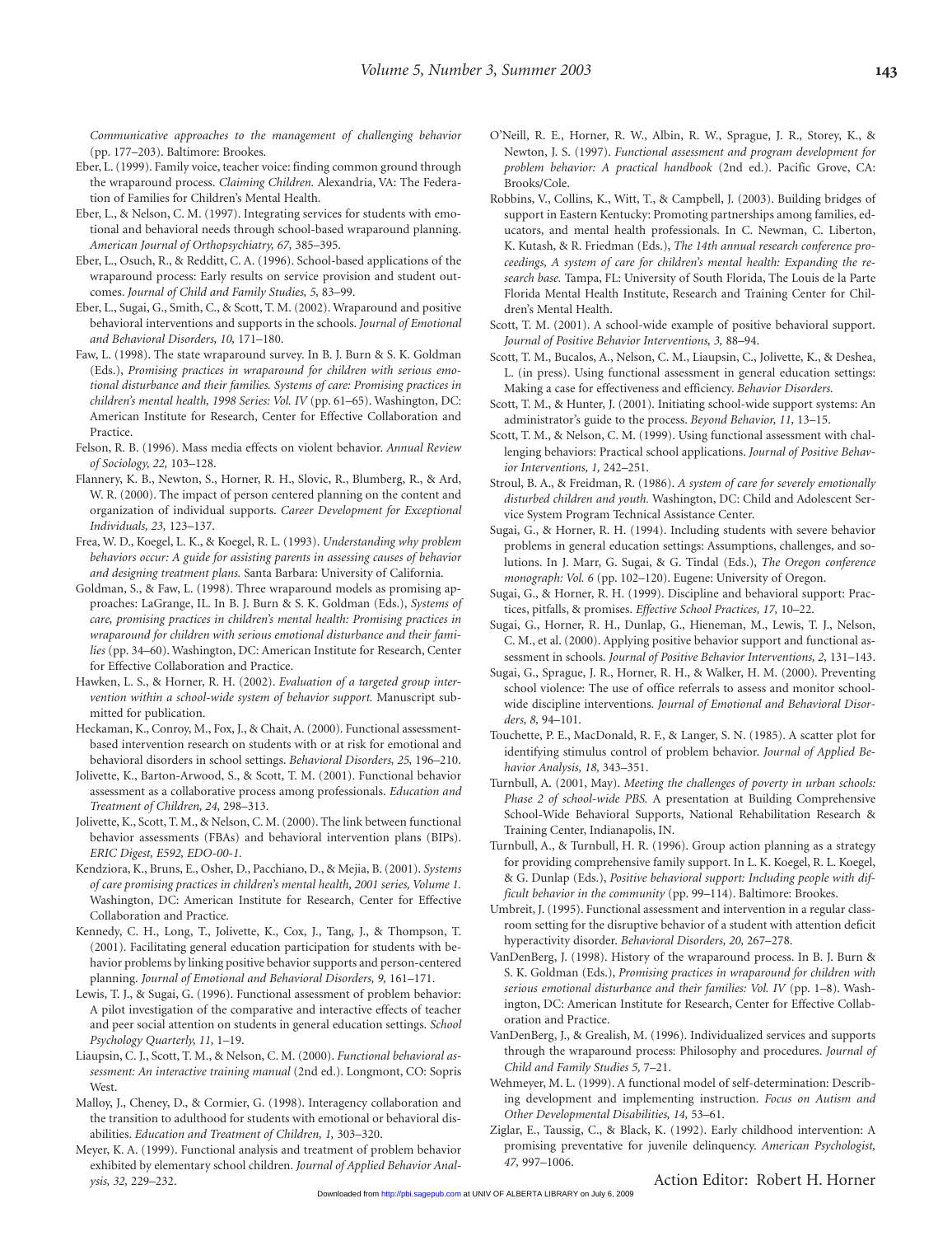*Communicative approaches to the management of challenging behavior* (pp. 177–203). Baltimore: Brookes.

Eber, L. (1999). Family voice, teacher voice: finding common ground through the wraparound process. *Claiming Children.* Alexandria, VA: The Federation of Families for Children's Mental Health.

Eber, L., & Nelson, C. M. (1997). Integrating services for students with emotional and behavioral needs through school-based wraparound planning. *American Journal of Orthopsychiatry, 67,* 385–395.

Eber, L., Osuch, R., & Redditt, C. A. (1996). School-based applications of the wraparound process: Early results on service provision and student outcomes. *Journal of Child and Family Studies, 5,* 83–99.

Eber, L., Sugai, G., Smith, C., & Scott, T. M. (2002). Wraparound and positive behavioral interventions and supports in the schools. *Journal of Emotional and Behavioral Disorders, 10,* 171–180.

Faw, L. (1998). The state wraparound survey. In B. J. Burn & S. K. Goldman (Eds.), *Promising practices in wraparound for children with serious emotional disturbance and their families. Systems of care: Promising practices in children's mental health, 1998 Series: Vol. IV* (pp. 61–65). Washington, DC: American Institute for Research, Center for Effective Collaboration and Practice.

Felson, R. B. (1996). Mass media effects on violent behavior. *Annual Review of Sociology, 22,* 103–128.

Flannery, K. B., Newton, S., Horner, R. H., Slovic, R., Blumberg, R., & Ard, W. R. (2000). The impact of person centered planning on the content and organization of individual supports. *Career Development for Exceptional Individuals, 23,* 123–137.

Frea, W. D., Koegel, L. K., & Koegel, R. L. (1993). *Understanding why problem behaviors occur: A guide for assisting parents in assessing causes of behavior and designing treatment plans.* Santa Barbara: University of California.

Goldman, S., & Faw, L. (1998). Three wraparound models as promising approaches: LaGrange, IL. In B. J. Burn & S. K. Goldman (Eds.), *Systems of care, promising practices in children's mental health: Promising practices in wraparound for children with serious emotional disturbance and their families* (pp. 34–60). Washington, DC: American Institute for Research, Center for Effective Collaboration and Practice.

Hawken, L. S., & Horner, R. H. (2002). *Evaluation of a targeted group intervention within a school-wide system of behavior support.* Manuscript submitted for publication.

Heckaman, K., Conroy, M., Fox, J., & Chait, A. (2000). Functional assessment-based intervention research on students with or at risk for emotional and behavioral disorders in school settings. *Behavioral Disorders, 25,* 196–210.

Jolivette, K., Barton-Arwood, S., & Scott, T. M. (2001). Functional behavior assessment as a collaborative process among professionals. *Education and Treatment of Children, 24,* 298–313.

Jolivette, K., Scott, T. M., & Nelson, C. M. (2000). The link between functional behavior assessments (FBAs) and behavioral intervention plans (BIPs). *ERIC Digest, E592, EDO-00-1.*

Kendziora, K., Bruns, E., Osher, D., Pacchiano, D., & Mejia, B. (2001). *Systems of care promising practices in children's mental health, 2001 series, Volume 1.* Washington, DC: American Institute for Research, Center for Effective Collaboration and Practice.

Kennedy, C. H., Long, T., Jolivette, K., Cox, J., Tang, J., & Thompson, T. (2001). Facilitating general education participation for students with behavior problems by linking positive behavior supports and person-centered planning. *Journal of Emotional and Behavioral Disorders, 9,* 161–171.

Lewis, T. J., & Sugai, G. (1996). Functional assessment of problem behavior: A pilot investigation of the comparative and interactive effects of teacher and peer social attention on students in general education settings. *School Psychology Quarterly, 11,* 1–19.

Liaupsin, C. J., Scott, T. M., & Nelson, C. M. (2000). *Functional behavioral assessment: An interactive training manual* (2nd ed.). Longmont, CO: Sopris West.

Malloy, J., Cheney, D., & Cormier, G. (1998). Interagency collaboration and the transition to adulthood for students with emotional or behavioral disabilities. *Education and Treatment of Children, 1,* 303–320.

Meyer, K. A. (1999). Functional analysis and treatment of problem behavior exhibited by elementary school children. *Journal of Applied Behavior Analysis, 32,* 229–232.

O'Neill, R. E., Horner, R. W., Albin, R. W., Sprague, J. R., Storey, K., & Newton, J. S. (1997). *Functional assessment and program development for problem behavior: A practical handbook* (2nd ed.). Pacific Grove, CA: Brooks/Cole.

Robbins, V., Collins, K., Witt, T., & Campbell, J. (2003). Building bridges of support in Eastern Kentucky: Promoting partnerships among families, educators, and mental health professionals. In C. Newman, C. Liberton, K. Kutash, & R. Friedman (Eds.), *The 14th annual research conference proceedings, A system of care for children's mental health: Expanding the research base.* Tampa, FL: University of South Florida, The Louis de la Parte Florida Mental Health Institute, Research and Training Center for Children's Mental Health.

Scott, T. M. (2001). A school-wide example of positive behavioral support. *Journal of Positive Behavior Interventions, 3,* 88–94.

Scott, T. M., Bucalos, A., Nelson, C. M., Liaupsin, C., Jolivette, K., & Deshea, L. (in press). Using functional assessment in general education settings: Making a case for effectiveness and efficiency. *Behavior Disorders.*

Scott, T. M., & Hunter, J. (2001). Initiating school-wide support systems: An administrator's guide to the process. *Beyond Behavior, 11,* 13–15.

Scott, T. M., & Nelson, C. M. (1999). Using functional assessment with challenging behaviors: Practical school applications. *Journal of Positive Behavior Interventions, 1,* 242–251.

Stroul, B. A., & Freidman, R. (1986). *A system of care for severely emotionally disturbed children and youth.* Washington, DC: Child and Adolescent Service System Program Technical Assistance Center.

Sugai, G., & Horner, R. H. (1994). Including students with severe behavior problems in general education settings: Assumptions, challenges, and solutions. In J. Marr, G. Sugai, & G. Tindal (Eds.), *The Oregon conference monograph: Vol. 6* (pp. 102–120). Eugene: University of Oregon.

Sugai, G., & Horner, R. H. (1999). Discipline and behavioral support: Practices, pitfalls, & promises. *Effective School Practices, 17,* 10–22.

Sugai, G., Horner, R. H., Dunlap, G., Hieneman, M., Lewis, T. J., Nelson, C. M., et al. (2000). Applying positive behavior support and functional assessment in schools. *Journal of Positive Behavior Interventions, 2,* 131–143.

Sugai, G., Sprague, J. R., Horner, R. H., & Walker, H. M. (2000). Preventing school violence: The use of office referrals to assess and monitor school-wide discipline interventions. *Journal of Emotional and Behavioral Disorders, 8,* 94–101.

Touchette, P. E., MacDonald, R. F., & Langer, S. N. (1985). A scatter plot for identifying stimulus control of problem behavior. *Journal of Applied Behavior Analysis, 18,* 343–351.

Turnbull, A. (2001, May). *Meeting the challenges of poverty in urban schools: Phase 2 of school-wide PBS.* A presentation at Building Comprehensive School-Wide Behavioral Supports, National Rehabilitation Research & Training Center, Indianapolis, IN.

Turnbull, A., & Turnbull, H. R. (1996). Group action planning as a strategy for providing comprehensive family support. In L. K. Koegel, R. L. Koegel, & G. Dunlap (Eds.), *Positive behavioral support: Including people with difficult behavior in the community* (pp. 99–114). Baltimore: Brookes.

Umbreit, J. (1995). Functional assessment and intervention in a regular classroom setting for the disruptive behavior of a student with attention deficit hyperactivity disorder. *Behavioral Disorders, 20,* 267–278.

VanDenBerg, J. (1998). History of the wraparound process. In B. J. Burn & S. K. Goldman (Eds.), *Promising practices in wraparound for children with serious emotional disturbance and their families: Vol. IV* (pp. 1–8). Washington, DC: American Institute for Research, Center for Effective Collaboration and Practice.

VanDenBerg, J., & Grealish, M. (1996). Individualized services and supports through the wraparound process: Philosophy and procedures. *Journal of Child and Family Studies 5,* 7–21.

Wehmeyer, M. L. (1999). A functional model of self-determination: Describing development and implementing instruction. *Focus on Autism and Other Developmental Disabilities, 14,* 53–61.

Ziglar, E., Taussig, C., & Black, K. (1992). Early childhood intervention: A promising preventative for juvenile delinquency. *American Psychologist, 47,* 997–1006.

Action Editor: Robert H. Horner